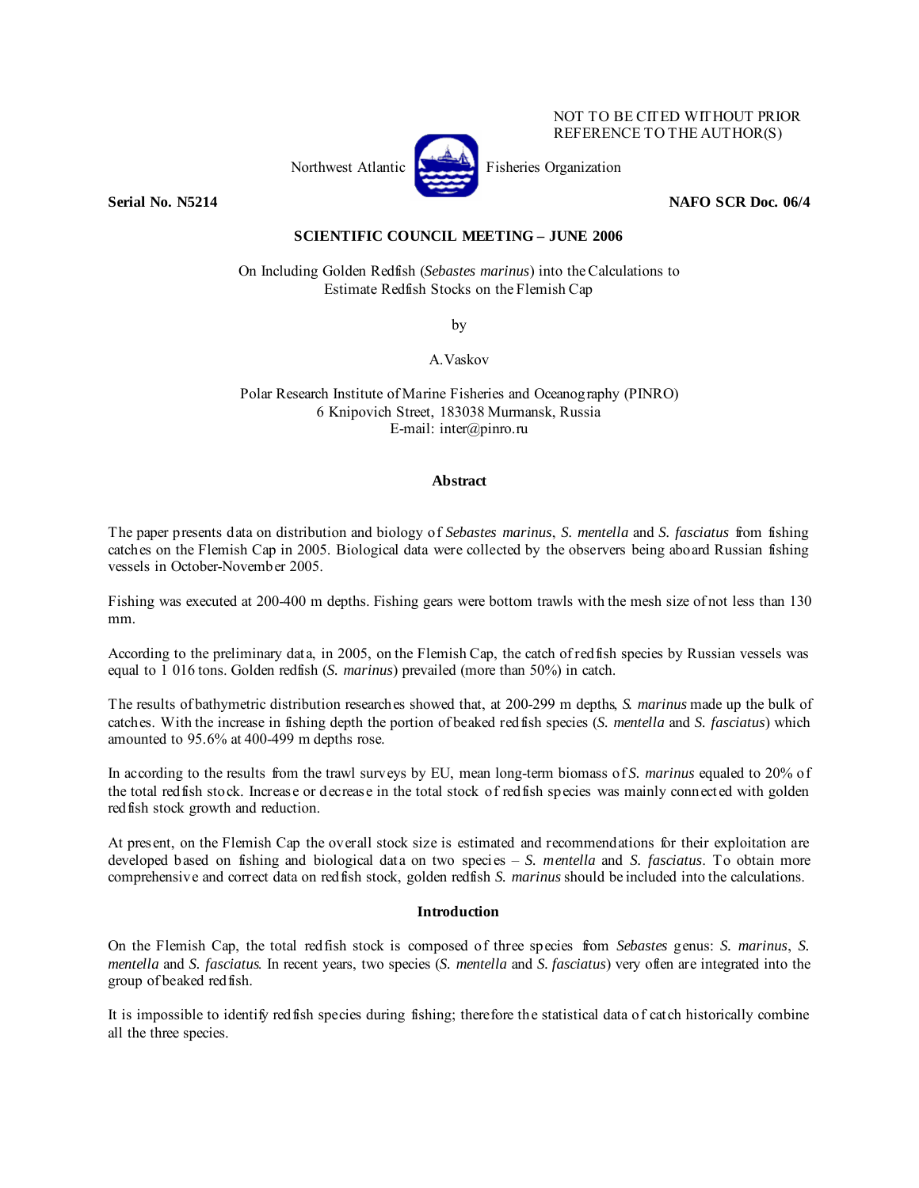NOT TO BE CITED WITHOUT PRIOR REFERENCE TO THE AUTHOR(S)

Northwest Atlantic Fisheries Organization

**Serial No. N5214** **NAFO SCR Doc. 06/4**

**SCIENTIFIC COUNCIL MEETING – JUNE 2006**

# On Including Golden Redfish (*Sebastes marinus*) into the Calculations to Estimate Redfish Stocks on the Flemish Cap

by

A. Vaskov

Polar Research Institute of Marine Fisheries and Oceanography (PINRO)
6 Knipovich Street, 183038 Murmansk, Russia
E-mail: inter@pinro.ru

## Abstract

The paper presents data on distribution and biology of *Sebastes marinus*, *S. mentella* and *S. fasciatus* from fishing catches on the Flemish Cap in 2005. Biological data were collected by the observers being aboard Russian fishing vessels in October-November 2005.

Fishing was executed at 200-400 m depths. Fishing gears were bottom trawls with the mesh size of not less than 130 mm.

According to the preliminary data, in 2005, on the Flemish Cap, the catch of redfish species by Russian vessels was equal to 1 016 tons. Golden redfish (*S. marinus*) prevailed (more than 50%) in catch.

The results of bathymetric distribution researches showed that, at 200-299 m depths, *S. marinus* made up the bulk of catches. With the increase in fishing depth the portion of beaked redfish species (*S. mentella* and *S. fasciatus*) which amounted to 95.6% at 400-499 m depths rose.

In according to the results from the trawl surveys by EU, mean long-term biomass of *S. marinus* equaled to 20% of the total redfish stock. Increase or decrease in the total stock of redfish species was mainly connected with golden redfish stock growth and reduction.

At present, on the Flemish Cap the overall stock size is estimated and recommendations for their exploitation are developed based on fishing and biological data on two species – *S. mentella* and *S. fasciatus*. To obtain more comprehensive and correct data on redfish stock, golden redfish *S. marinus* should be included into the calculations.

## Introduction

On the Flemish Cap, the total redfish stock is composed of three species from *Sebastes* genus: *S. marinus*, *S. mentella* and *S. fasciatus*. In recent years, two species (*S. mentella* and *S. fasciatus*) very often are integrated into the group of beaked redfish.

It is impossible to identify redfish species during fishing; therefore the statistical data of catch historically combine all the three species.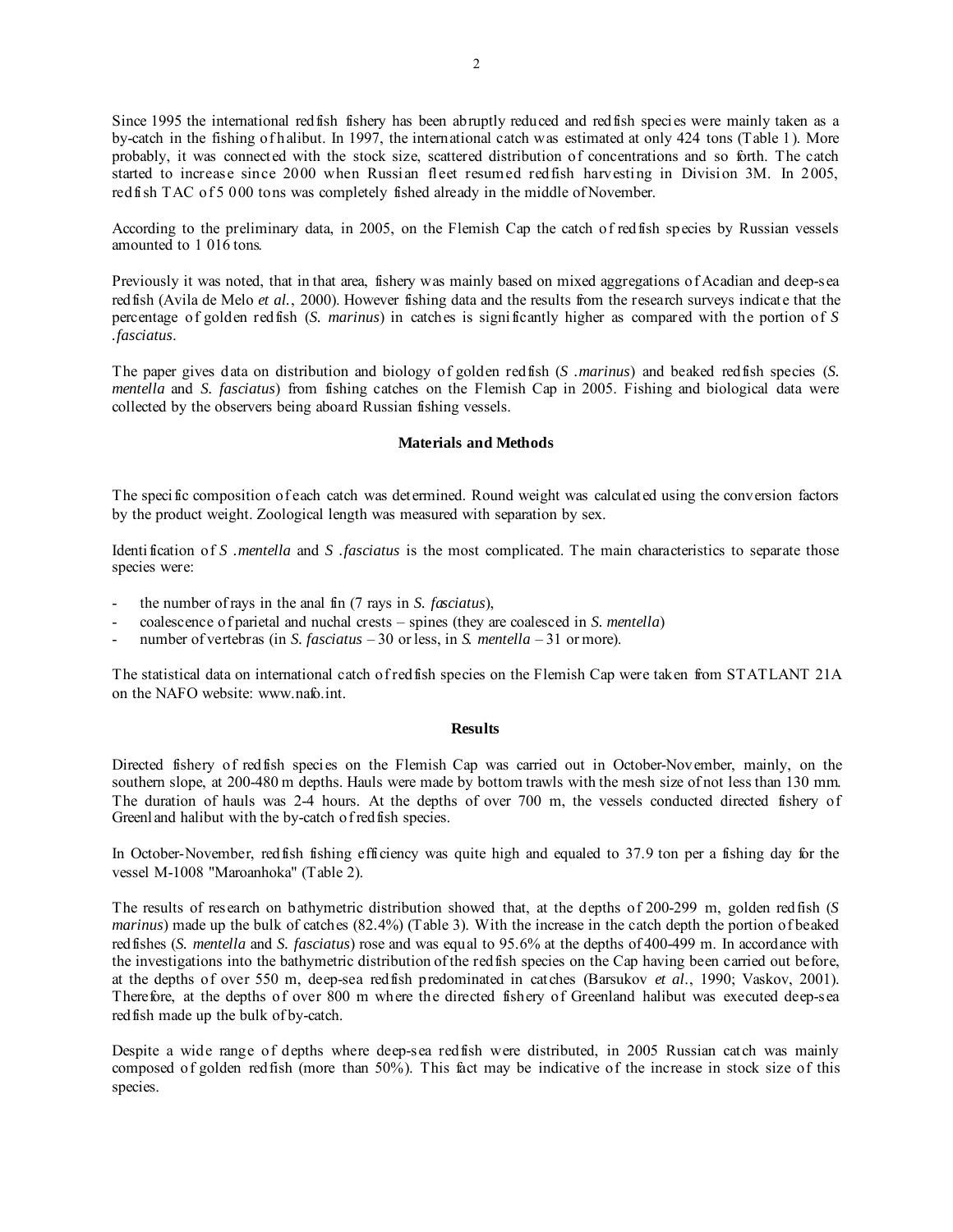Since 1995 the international redfish fishery has been abruptly reduced and redfish species were mainly taken as a by-catch in the fishing of halibut. In 1997, the international catch was estimated at only 424 tons (Table 1). More probably, it was connected with the stock size, scattered distribution of concentrations and so forth. The catch started to increase since 2000 when Russian fleet resumed redfish harvesting in Division 3M. In 2005, redfish TAC of 5 000 tons was completely fished already in the middle of November.

According to the preliminary data, in 2005, on the Flemish Cap the catch of redfish species by Russian vessels amounted to 1 016 tons.

Previously it was noted, that in that area, fishery was mainly based on mixed aggregations of Acadian and deep-sea redfish (Avila de Melo *et al.*, 2000). However fishing data and the results from the research surveys indicate that the percentage of golden redfish (*S. marinus*) in catches is significantly higher as compared with the portion of *S .fasciatus*.

The paper gives data on distribution and biology of golden redfish (*S .marinus*) and beaked redfish species (*S. mentella* and *S. fasciatus*) from fishing catches on the Flemish Cap in 2005. Fishing and biological data were collected by the observers being aboard Russian fishing vessels.

## Materials and Methods

The specific composition of each catch was determined. Round weight was calculated using the conversion factors by the product weight. Zoological length was measured with separation by sex.

Identification of *S .mentella* and *S .fasciatus* is the most complicated. The main characteristics to separate those species were:

- the number of rays in the anal fin (7 rays in *S. fasciatus*),
- coalescence of parietal and nuchal crests – spines (they are coalesced in *S. mentella*)
- number of vertebras (in *S. fasciatus* – 30 or less, in *S. mentella* – 31 or more).

The statistical data on international catch of redfish species on the Flemish Cap were taken from STATLANT 21A on the NAFO website: www.nafo.int.

## Results

Directed fishery of redfish species on the Flemish Cap was carried out in October-November, mainly, on the southern slope, at 200-480 m depths. Hauls were made by bottom trawls with the mesh size of not less than 130 mm. The duration of hauls was 2-4 hours. At the depths of over 700 m, the vessels conducted directed fishery of Greenland halibut with the by-catch of redfish species.

In October-November, redfish fishing efficiency was quite high and equaled to 37.9 ton per a fishing day for the vessel M-1008 "Maroanhoka" (Table 2).

The results of research on bathymetric distribution showed that, at the depths of 200-299 m, golden redfish (*S marinus*) made up the bulk of catches (82.4%) (Table 3). With the increase in the catch depth the portion of beaked redfishes (*S. mentella* and *S. fasciatus*) rose and was equal to 95.6% at the depths of 400-499 m. In accordance with the investigations into the bathymetric distribution of the redfish species on the Cap having been carried out before, at the depths of over 550 m, deep-sea redfish predominated in catches (Barsukov *et al*., 1990; Vaskov, 2001). Therefore, at the depths of over 800 m where the directed fishery of Greenland halibut was executed deep-sea redfish made up the bulk of by-catch.

Despite a wide range of depths where deep-sea redfish were distributed, in 2005 Russian catch was mainly composed of golden redfish (more than 50%). This fact may be indicative of the increase in stock size of this species.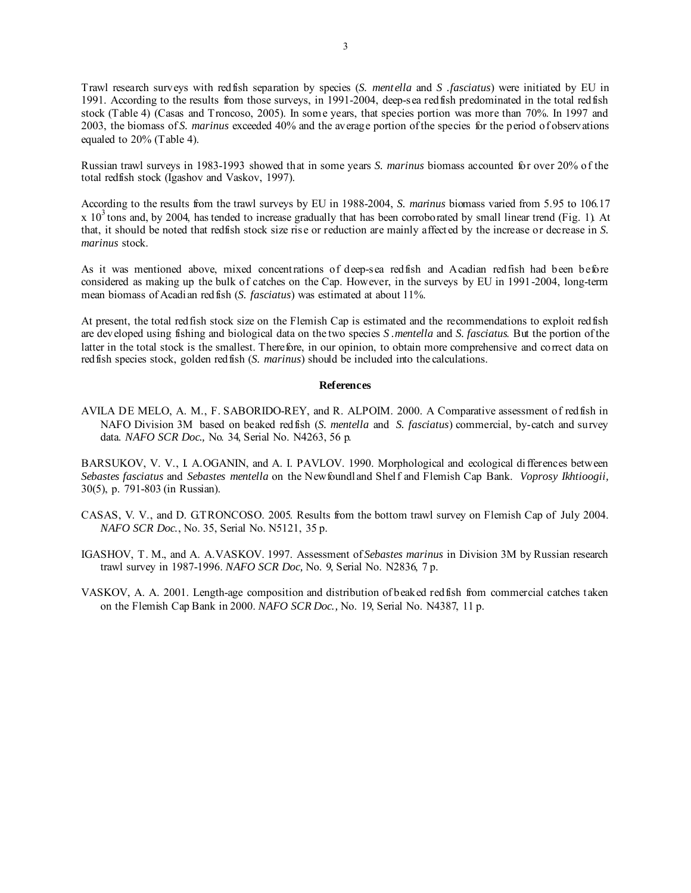Trawl research surveys with redfish separation by species (*S. mentella* and *S .fasciatus*) were initiated by EU in 1991. According to the results from those surveys, in 1991-2004, deep-sea redfish predominated in the total redfish stock (Table 4) (Casas and Troncoso, 2005). In some years, that species portion was more than 70%. In 1997 and 2003, the biomass of *S. marinus* exceeded 40% and the average portion of the species for the period of observations equaled to 20% (Table 4).

Russian trawl surveys in 1983-1993 showed that in some years *S. marinus* biomass accounted for over 20% of the total redfish stock (Igashov and Vaskov, 1997).

According to the results from the trawl surveys by EU in 1988-2004, *S. marinus* biomass varied from 5.95 to 106.17 x $10^3$ tons and, by 2004, has tended to increase gradually that has been corroborated by small linear trend (Fig. 1). At that, it should be noted that redfish stock size rise or reduction are mainly affected by the increase or decrease in *S. marinus* stock.

As it was mentioned above, mixed concentrations of deep-sea redfish and Acadian redfish had been before considered as making up the bulk of catches on the Cap. However, in the surveys by EU in 1991-2004, long-term mean biomass of Acadian redfish (*S. fasciatus*) was estimated at about 11%.

At present, the total redfish stock size on the Flemish Cap is estimated and the recommendations to exploit redfish are developed using fishing and biological data on the two species *S .mentella* and *S. fasciatus*. But the portion of the latter in the total stock is the smallest. Therefore, in our opinion, to obtain more comprehensive and correct data on redfish species stock, golden redfish (*S. marinus*) should be included into the calculations.

## References

AVILA DE MELO, A. M., F. SABORIDO-REY, and R. ALPOIM. 2000. A Comparative assessment of redfish in NAFO Division 3M based on beaked redfish (*S. mentella* and *S. fasciatus*) commercial, by-catch and survey data. *NAFO SCR Doc.,* No. 34, Serial No. N4263, 56 p.

BARSUKOV, V. V., I. A.OGANIN, and A. I. PAVLOV. 1990. Morphological and ecological differences between *Sebastes fasciatus* and *Sebastes mentella* on the Newfoundland Shelf and Flemish Cap Bank. *Voprosy Ikhtioogii,* 30(5), p. 791-803 (in Russian).

CASAS, V. V., and D. G.TRONCOSO. 2005. Results from the bottom trawl survey on Flemish Cap of July 2004. *NAFO SCR Doc.*, No. 35, Serial No. N5121, 35 p.

IGASHOV, T. M., and A. A.VASKOV. 1997. Assessment of *Sebastes marinus* in Division 3M by Russian research trawl survey in 1987-1996. *NAFO SCR Doc,* No. 9, Serial No. N2836, 7 p.

VASKOV, A. A. 2001. Length-age composition and distribution of beaked redfish from commercial catches taken on the Flemish Cap Bank in 2000. *NAFO SCR Doc.,* No. 19, Serial No. N4387, 11 p.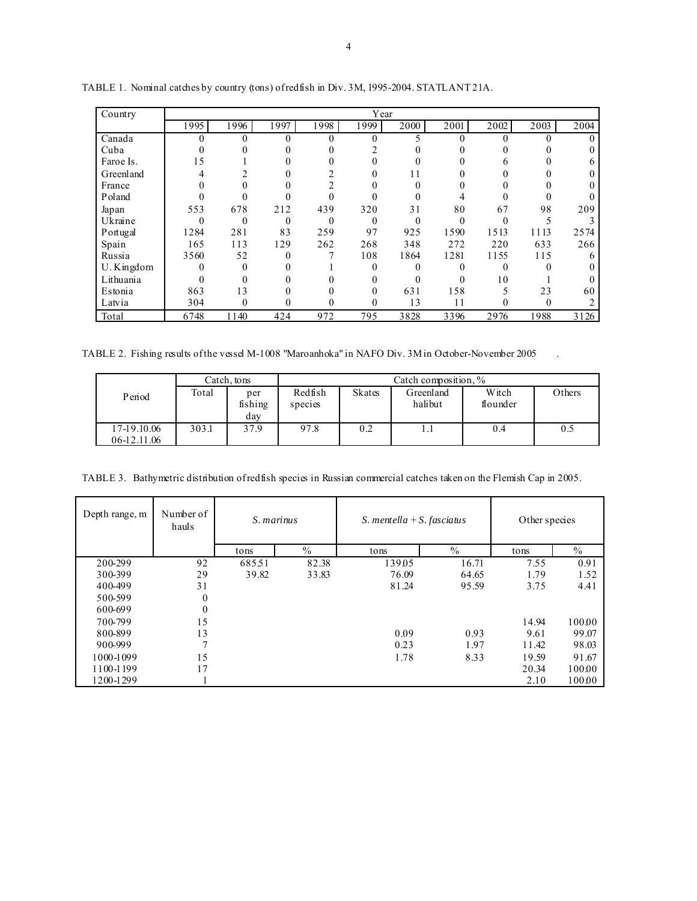TABLE 1. Nominal catches by country (tons) of redfish in Div. 3M, 1995-2004. STATLANT 21A.

| Country | Year | | | | | | | | | |
|---|---|---|---|---|---|---|---|---|---|---|
| | 1995 | 1996 | 1997 | 1998 | 1999 | 2000 | 2001 | 2002 | 2003 | 2004 |
| Canada | 0 | 0 | 0 | 0 | 0 | 5 | 0 | 0 | 0 | 0 |
| Cuba | 0 | 0 | 0 | 0 | 2 | 0 | 0 | 0 | 0 | 0 |
| Faroe Is. | 15 | 1 | 0 | 0 | 0 | 0 | 0 | 6 | 0 | 6 |
| Greenland | 4 | 2 | 0 | 2 | 0 | 11 | 0 | 0 | 0 | 0 |
| France | 0 | 0 | 0 | 2 | 0 | 0 | 0 | 0 | 0 | 0 |
| Poland | 0 | 0 | 0 | 0 | 0 | 0 | 4 | 0 | 0 | 0 |
| Japan | 553 | 678 | 212 | 439 | 320 | 31 | 80 | 67 | 98 | 209 |
| Ukraine | 0 | 0 | 0 | 0 | 0 | 0 | 0 | 0 | 5 | 3 |
| Portugal | 1284 | 281 | 83 | 259 | 97 | 925 | 1590 | 1513 | 1113 | 2574 |
| Spain | 165 | 113 | 129 | 262 | 268 | 348 | 272 | 220 | 633 | 266 |
| Russia | 3560 | 52 | 0 | 7 | 108 | 1864 | 1281 | 1155 | 115 | 6 |
| U. Kingdom | 0 | 0 | 0 | 1 | 0 | 0 | 0 | 0 | 0 | 0 |
| Lithuania | 0 | 0 | 0 | 0 | 0 | 0 | 0 | 10 | 1 | 0 |
| Estonia | 863 | 13 | 0 | 0 | 0 | 631 | 158 | 5 | 23 | 60 |
| Latvia | 304 | 0 | 0 | 0 | 0 | 13 | 11 | 0 | 0 | 2 |
| Total | 6748 | 1140 | 424 | 972 | 795 | 3828 | 3396 | 2976 | 1988 | 3126 |

TABLE 2. Fishing results of the vessel M-1008 "Maroanhoka" in NAFO Div. 3M in October-November 2005 .

| Period | Catch, tons | | Catch composition, % | | | | |
|---|---|---|---|---|---|---|---|
| | Total | per fishing day | Redfish species | Skates | Greenland halibut | Witch flounder | Others |
| 17-19.10.06 06-12.11.06 | 303.1 | 37.9 | 97.8 | 0.2 | 1.1 | 0.4 | 0.5 |

TABLE 3. Bathymetric distribution of redfish species in Russian commercial catches taken on the Flemish Cap in 2005.

| Depth range, m | Number of hauls | *S. marinus* | | *S. mentella + S. fasciatus* | | Other species | |
|---|---|---|---|---|---|---|---|
| | | tons | % | tons | % | tons | % |
| 200-299 | 92 | 685.51 | 82.38 | 139.05 | 16.71 | 7.55 | 0.91 |
| 300-399 | 29 | 39.82 | 33.83 | 76.09 | 64.65 | 1.79 | 1.52 |
| 400-499 | 31 | | | 81.24 | 95.59 | 3.75 | 4.41 |
| 500-599 | 0 | | | | | | |
| 600-699 | 0 | | | | | | |
| 700-799 | 15 | | | | | 14.94 | 100.00 |
| 800-899 | 13 | | | 0.09 | 0.93 | 9.61 | 99.07 |
| 900-999 | 7 | | | 0.23 | 1.97 | 11.42 | 98.03 |
| 1000-1099 | 15 | | | 1.78 | 8.33 | 19.59 | 91.67 |
| 1100-1199 | 17 | | | | | 20.34 | 100.00 |
| 1200-1299 | 1 | | | | | 2.10 | 100.00 |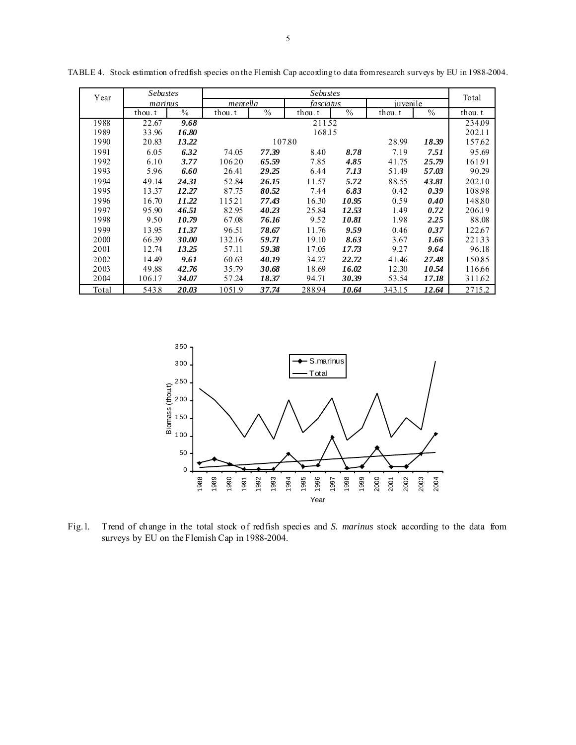TABLE 4. Stock estimation of redfish species on the Flemish Cap according to data from research surveys by EU in 1988-2004.

| Year | *Sebastes marinus* | | *Sebastes mentella* | | *Sebastes fasciatus* | | *Sebastes* juvenile | | Total |
|---|---|---|---|---|---|---|---|---|---|
| | thou. t | % | thou. t | % | thou. t | % | thou. t | % | thou. t |
| 1988 | 22.67 | ***9.68*** | 211.52 | | | | | | 234.09 |
| 1989 | 33.96 | ***16.80*** | 168.15 | | | | | | 202.11 |
| 1990 | 20.83 | ***13.22*** | 107.80 | | | | 28.99 | ***18.39*** | 157.62 |
| 1991 | 6.05 | ***6.32*** | 74.05 | ***77.39*** | 8.40 | ***8.78*** | 7.19 | ***7.51*** | 95.69 |
| 1992 | 6.10 | ***3.77*** | 106.20 | ***65.59*** | 7.85 | ***4.85*** | 41.75 | ***25.79*** | 161.91 |
| 1993 | 5.96 | ***6.60*** | 26.41 | ***29.25*** | 6.44 | ***7.13*** | 51.49 | ***57.03*** | 90.29 |
| 1994 | 49.14 | ***24.31*** | 52.84 | ***26.15*** | 11.57 | ***5.72*** | 88.55 | ***43.81*** | 202.10 |
| 1995 | 13.37 | ***12.27*** | 87.75 | ***80.52*** | 7.44 | ***6.83*** | 0.42 | ***0.39*** | 108.98 |
| 1996 | 16.70 | ***11.22*** | 115.21 | ***77.43*** | 16.30 | ***10.95*** | 0.59 | ***0.40*** | 148.80 |
| 1997 | 95.90 | ***46.51*** | 82.95 | ***40.23*** | 25.84 | ***12.53*** | 1.49 | ***0.72*** | 206.19 |
| 1998 | 9.50 | ***10.79*** | 67.08 | ***76.16*** | 9.52 | ***10.81*** | 1.98 | ***2.25*** | 88.08 |
| 1999 | 13.95 | ***11.37*** | 96.51 | ***78.67*** | 11.76 | ***9.59*** | 0.46 | ***0.37*** | 122.67 |
| 2000 | 66.39 | ***30.00*** | 132.16 | ***59.71*** | 19.10 | ***8.63*** | 3.67 | ***1.66*** | 221.33 |
| 2001 | 12.74 | ***13.25*** | 57.11 | ***59.38*** | 17.05 | ***17.73*** | 9.27 | ***9.64*** | 96.18 |
| 2002 | 14.49 | ***9.61*** | 60.63 | ***40.19*** | 34.27 | ***22.72*** | 41.46 | ***27.48*** | 150.85 |
| 2003 | 49.88 | ***42.76*** | 35.79 | ***30.68*** | 18.69 | ***16.02*** | 12.30 | ***10.54*** | 116.66 |
| 2004 | 106.17 | ***34.07*** | 57.24 | ***18.37*** | 94.71 | ***30.39*** | 53.54 | ***17.18*** | 311.62 |
| Total | 543.8 | ***20.03*** | 1051.9 | ***37.74*** | 288.94 | ***10.64*** | 343.15 | ***12.64*** | 2715.2 |

Biomass (thou.t)
350
300
250
200
150
100
50
0
1988 1989 1990 1991 1992 1993 1994 1995 1996 1997 1998 1999 2000 2001 2002 2003 2004
Year
S.marinus
Total

Fig.1. Trend of change in the total stock of redfish species and *S. marinus* stock according to the data from surveys by EU on the Flemish Cap in 1988-2004.